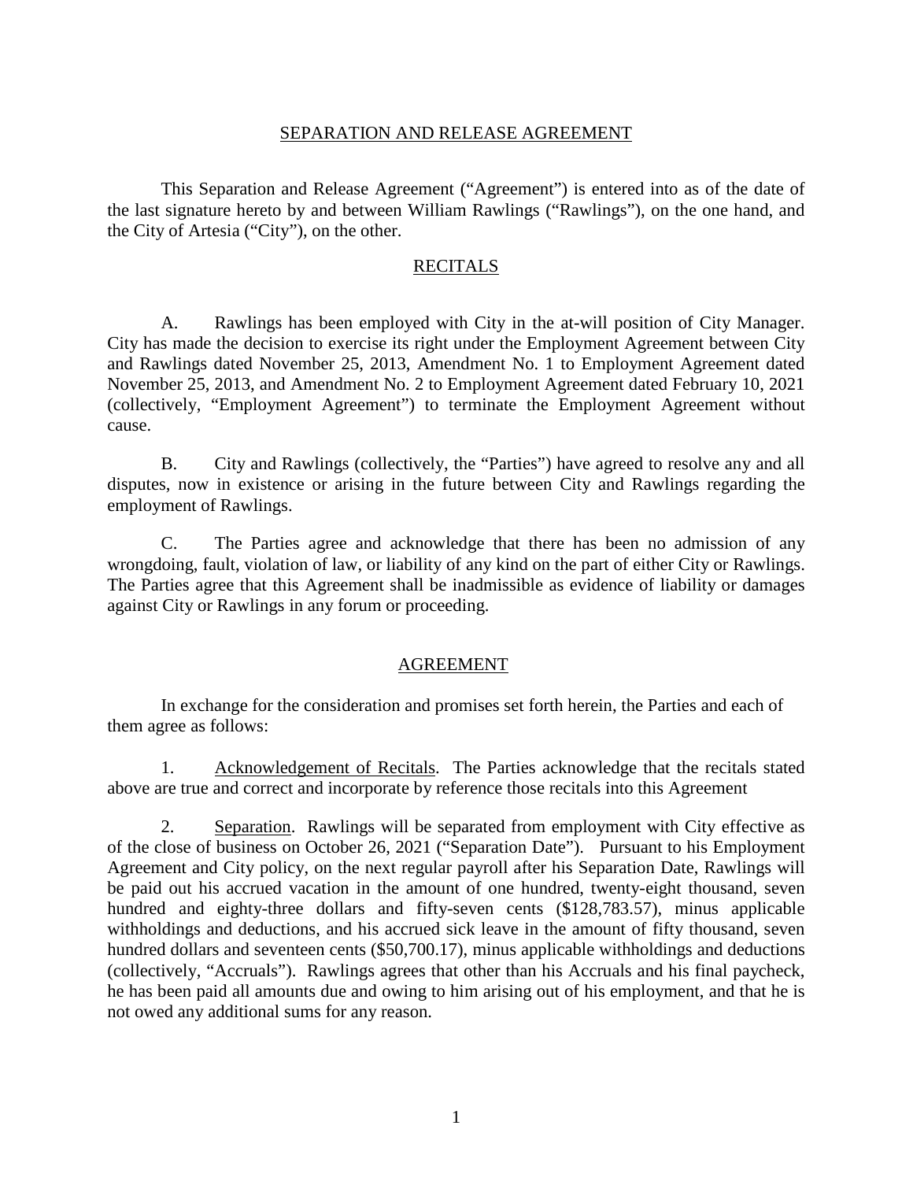# SEPARATION AND RELEASE AGREEMENT

This Separation and Release Agreement ("Agreement") is entered into as of the date of the last signature hereto by and between William Rawlings ("Rawlings"), on the one hand, and the City of Artesia ("City"), on the other.

## RECITALS

A. Rawlings has been employed with City in the at-will position of City Manager. City has made the decision to exercise its right under the Employment Agreement between City and Rawlings dated November 25, 2013, Amendment No. 1 to Employment Agreement dated November 25, 2013, and Amendment No. 2 to Employment Agreement dated February 10, 2021 (collectively, "Employment Agreement") to terminate the Employment Agreement without cause.

B. City and Rawlings (collectively, the "Parties") have agreed to resolve any and all disputes, now in existence or arising in the future between City and Rawlings regarding the employment of Rawlings.

C. The Parties agree and acknowledge that there has been no admission of any wrongdoing, fault, violation of law, or liability of any kind on the part of either City or Rawlings. The Parties agree that this Agreement shall be inadmissible as evidence of liability or damages against City or Rawlings in any forum or proceeding.

## AGREEMENT

In exchange for the consideration and promises set forth herein, the Parties and each of them agree as follows:

1. Acknowledgement of Recitals. The Parties acknowledge that the recitals stated above are true and correct and incorporate by reference those recitals into this Agreement

2. Separation. Rawlings will be separated from employment with City effective as of the close of business on October 26, 2021 ("Separation Date"). Pursuant to his Employment Agreement and City policy, on the next regular payroll after his Separation Date, Rawlings will be paid out his accrued vacation in the amount of one hundred, twenty-eight thousand, seven hundred and eighty-three dollars and fifty-seven cents ($128,783.57), minus applicable withholdings and deductions, and his accrued sick leave in the amount of fifty thousand, seven hundred dollars and seventeen cents ($50,700.17), minus applicable withholdings and deductions (collectively, "Accruals"). Rawlings agrees that other than his Accruals and his final paycheck, he has been paid all amounts due and owing to him arising out of his employment, and that he is not owed any additional sums for any reason.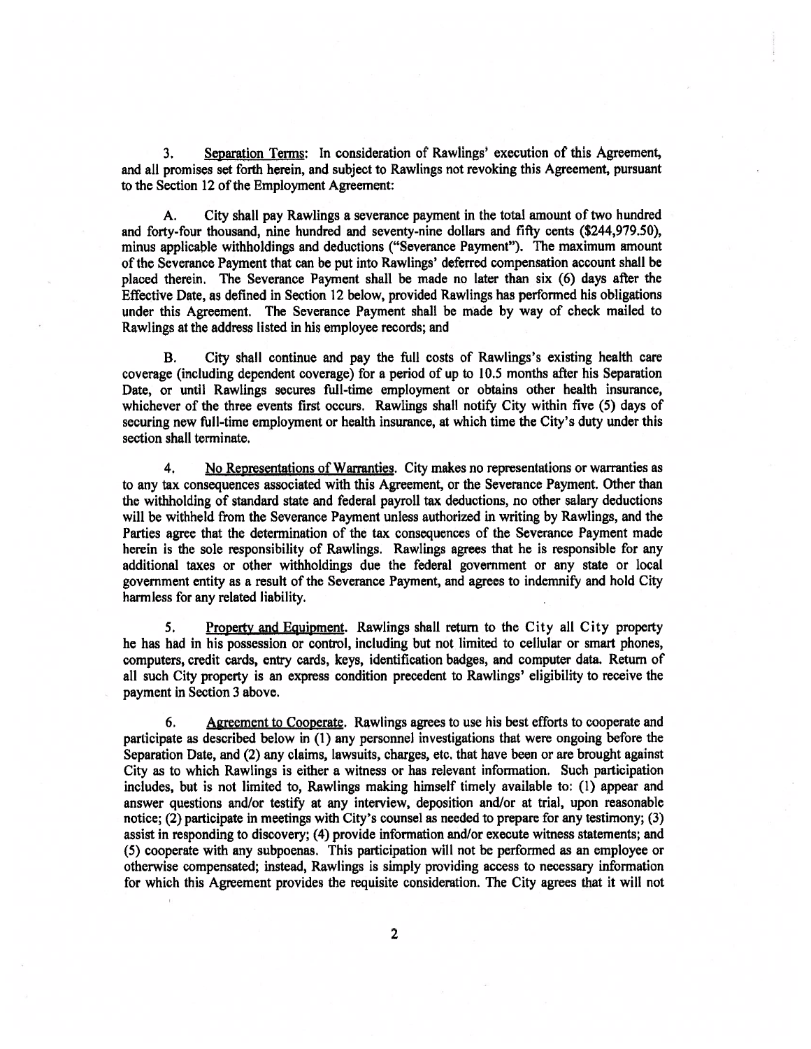3. Separation Terms: In consideration of Rawlings' execution of this Agreement, and all promises set forth herein, and subject to Rawlings not revoking this Agreement, pursuant to the Section 12 of the Employment Agreement:

A. City shall pay Rawlings a severance payment in the total amount of two hundred and forty-four thousand, nine hundred and seventy-nine dollars and fifty cents ($244,979.50), minus applicable withholdings and deductions ("Severance Payment"). The maximum amount of the Severance Payment that can be put into Rawlings' deferred compensation account shall be placed therein. The Severance Payment shall be made no later than six (6) days after the Effective Date, as defined in Section 12 below, provided Rawlings has performed his obligations under this Agreement. The Severance Payment shall be made by way of check mailed to Rawlings at the address listed in his employee records; and

B. City shall continue and pay the full costs of Rawlings's existing health care coverage (including dependent coverage) for a period of up to 10.5 months after his Separation Date, or until Rawlings secures full-time employment or obtains other health insurance, whichever of the three events first occurs. Rawlings shall notify City within five (5) days of securing new full-time employment or health insurance, at which time the City's duty under this section shall terminate.

4. No Representations of Warranties. City makes no representations or warranties as to any tax consequences associated with this Agreement, or the Severance Payment. Other than the withholding of standard state and federal payroll tax deductions, no other salary deductions will be withheld from the Severance Payment unless authorized in writing by Rawlings, and the Parties agree that the determination of the tax consequences of the Severance Payment made herein is the sole responsibility of Rawlings. Rawlings agrees that he is responsible for any additional taxes or other withholdings due the federal government or any state or local government entity as a result of the Severance Payment, and agrees to indemnify and hold City harmless for any related liability.

5. Property and Equipment. Rawlings shall return to the City all City property he has had in his possession or control, including but not limited to cellular or smart phones, computers, credit cards, entry cards, keys, identification badges, and computer data. Return of all such City property is an express condition precedent to Rawlings' eligibility to receive the payment in Section 3 above.

6. Agreement to Cooperate. Rawlings agrees to use his best efforts to cooperate and participate as described below in (1) any personnel investigations that were ongoing before the Separation Date, and (2) any claims, lawsuits, charges, etc. that have been or are brought against City as to which Rawlings is either a witness or has relevant information. Such participation includes, but is not limited to, Rawlings making himself timely available to: (1) appear and answer questions and/or testify at any interview, deposition and/or at trial, upon reasonable notice; (2) participate in meetings with City's counsel as needed to prepare for any testimony; (3) assist in responding to discovery; (4) provide information and/or execute witness statements; and (5) cooperate with any subpoenas. This participation will not be performed as an employee or otherwise compensated; instead, Rawlings is simply providing access to necessary information for which this Agreement provides the requisite consideration. The City agrees that it will not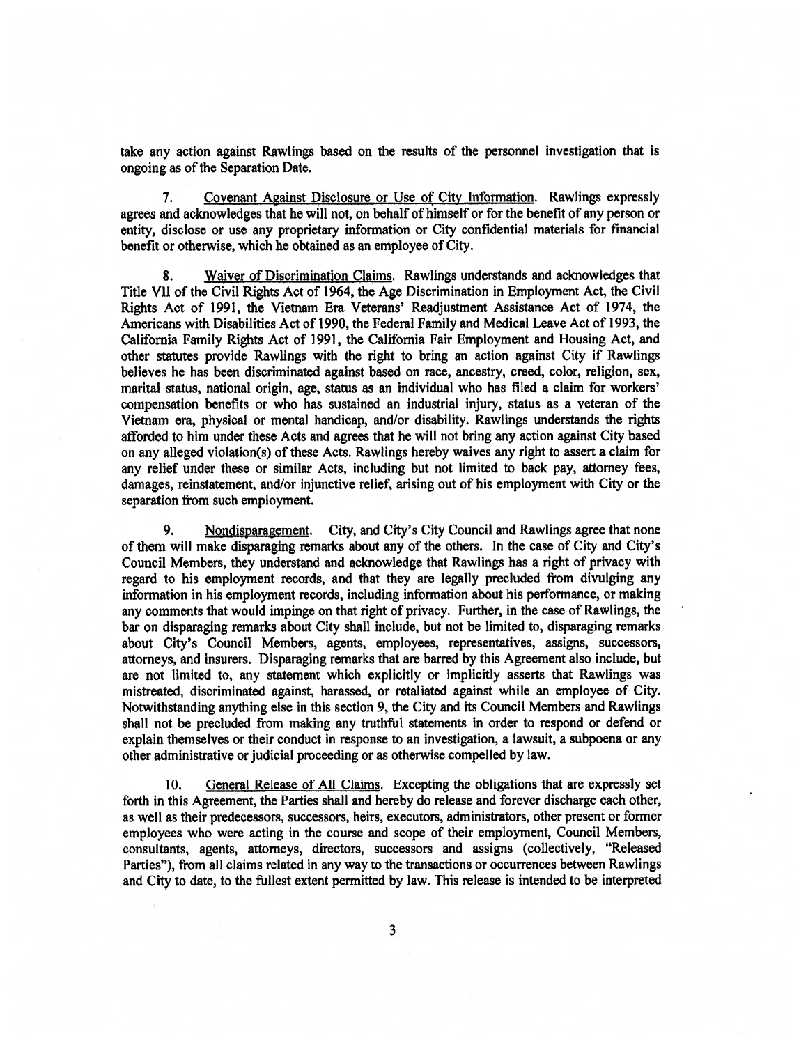take any action against Rawlings based on the results of the personnel investigation that is ongoing as of the Separation Date.

7. Covenant Against Disclosure or Use of City Information. Rawlings expressly agrees and acknowledges that he will not, on behalf of himself or for the benefit of any person or entity, disclose or use any proprietary information or City confidential materials for financial benefit or otherwise, which he obtained as an employee of City.

8. Waiver of Discrimination Claims. Rawlings understands and acknowledges that Title VII of the Civil Rights Act of 1964, the Age Discrimination in Employment Act, the Civil Rights Act of 1991, the Vietnam Era Veterans' Readjustment Assistance Act of 1974, the Americans with Disabilities Act of 1990, the Federal Family and Medical Leave Act of 1993, the California Family Rights Act of 1991, the California Fair Employment and Housing Act, and other statutes provide Rawlings with the right to bring an action against City if Rawlings believes he has been discriminated against based on race, ancestry, creed, color, religion, sex, marital status, national origin, age, status as an individual who has filed a claim for workers' compensation benefits or who has sustained an industrial injury, status as a veteran of the Vietnam era, physical or mental handicap, and/or disability. Rawlings understands the rights afforded to him under these Acts and agrees that he will not bring any action against City based on any alleged violation(s) of these Acts. Rawlings hereby waives any right to assert a claim for any relief under these or similar Acts, including but not limited to back pay, attorney fees, damages, reinstatement, and/or injunctive relief, arising out of his employment with City or the separation from such employment.

9. Nondisparagement. City, and City's City Council and Rawlings agree that none of them will make disparaging remarks about any of the others. In the case of City and City's Council Members, they understand and acknowledge that Rawlings has a right of privacy with regard to his employment records, and that they are legally precluded from divulging any information in his employment records, including information about his performance, or making any comments that would impinge on that right of privacy. Further, in the case of Rawlings, the bar on disparaging remarks about City shall include, but not be limited to, disparaging remarks about City's Council Members, agents, employees, representatives, assigns, successors, attorneys, and insurers. Disparaging remarks that are barred by this Agreement also include, but are not limited to, any statement which explicitly or implicitly asserts that Rawlings was mistreated, discriminated against, harassed, or retaliated against while an employee of City. Notwithstanding anything else in this section 9, the City and its Council Members and Rawlings shall not be precluded from making any truthful statements in order to respond or defend or explain themselves or their conduct in response to an investigation, a lawsuit, a subpoena or any other administrative or judicial proceeding or as otherwise compelled by law.

10. General Release of All Claims. Excepting the obligations that are expressly set forth in this Agreement, the Parties shall and hereby do release and forever discharge each other, as well as their predecessors, successors, heirs, executors, administrators, other present or former employees who were acting in the course and scope of their employment, Council Members, consultants, agents, attorneys, directors, successors and assigns (collectively, "Released Parties"), from all claims related in any way to the transactions or occurrences between Rawlings and City to date, to the fullest extent permitted by law. This release is intended to be interpreted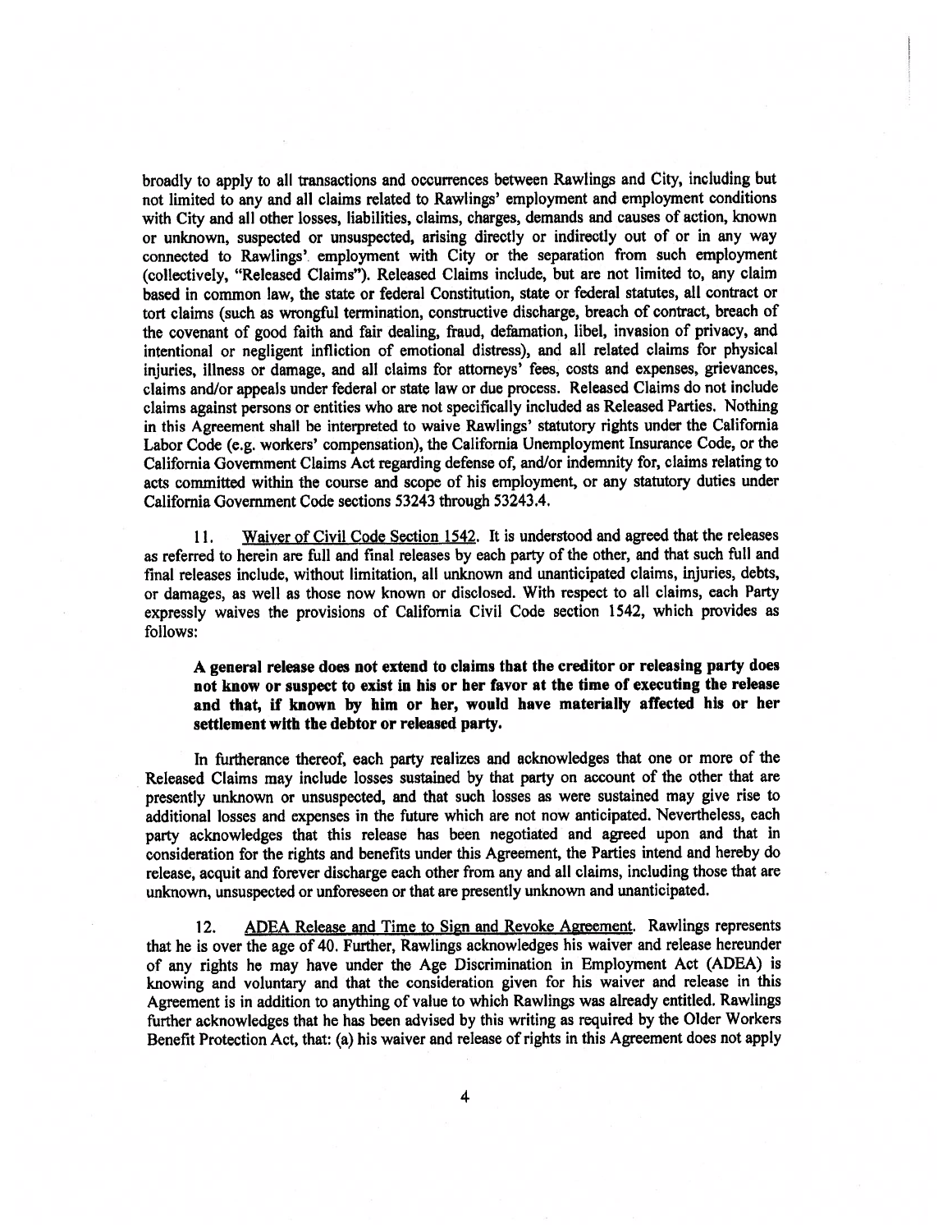broadly to apply to all transactions and occurrences between Rawlings and City, including but not limited to any and all claims related to Rawlings' employment and employment conditions with City and all other losses, liabilities, claims, charges, demands and causes of action, known or unknown, suspected or unsuspected, arising directly or indirectly out of or in any way connected to Rawlings' employment with City or the separation from such employment (collectively, "Released Claims"). Released Claims include, but are not limited to, any claim based in common law, the state or federal Constitution, state or federal statutes, all contract or tort claims (such as wrongful termination, constructive discharge, breach of contract, breach of the covenant of good faith and fair dealing, fraud, defamation, libel, invasion of privacy, and intentional or negligent infliction of emotional distress), and all related claims for physical injuries, illness or damage, and all claims for attorneys' fees, costs and expenses, grievances, claims and/or appeals under federal or state law or due process. Released Claims do not include claims against persons or entities who are not specifically included as Released Parties. Nothing in this Agreement shall be interpreted to waive Rawlings' statutory rights under the California Labor Code (e.g. workers' compensation), the California Unemployment Insurance Code, or the California Government Claims Act regarding defense of, and/or indemnity for, claims relating to acts committed within the course and scope of his employment, or any statutory duties under California Government Code sections 53243 through 53243.4.

11. Waiver of Civil Code Section 1542. It is understood and agreed that the releases as referred to herein are full and final releases by each party of the other, and that such full and final releases include, without limitation, all unknown and unanticipated claims, injuries, debts, or damages, as well as those now known or disclosed. With respect to all claims, each Party expressly waives the provisions of California Civil Code section 1542, which provides as follows:

> **A general release does not extend to claims that the creditor or releasing party does not know or suspect to exist in his or her favor at the time of executing the release and that, if known by him or her, would have materially affected his or her settlement with the debtor or released party.**

In furtherance thereof, each party realizes and acknowledges that one or more of the Released Claims may include losses sustained by that party on account of the other that are presently unknown or unsuspected, and that such losses as were sustained may give rise to additional losses and expenses in the future which are not now anticipated. Nevertheless, each party acknowledges that this release has been negotiated and agreed upon and that in consideration for the rights and benefits under this Agreement, the Parties intend and hereby do release, acquit and forever discharge each other from any and all claims, including those that are unknown, unsuspected or unforeseen or that are presently unknown and unanticipated.

12. ADEA Release and Time to Sign and Revoke Agreement. Rawlings represents that he is over the age of 40. Further, Rawlings acknowledges his waiver and release hereunder of any rights he may have under the Age Discrimination in Employment Act (ADEA) is knowing and voluntary and that the consideration given for his waiver and release in this Agreement is in addition to anything of value to which Rawlings was already entitled. Rawlings further acknowledges that he has been advised by this writing as required by the Older Workers Benefit Protection Act, that: (a) his waiver and release of rights in this Agreement does not apply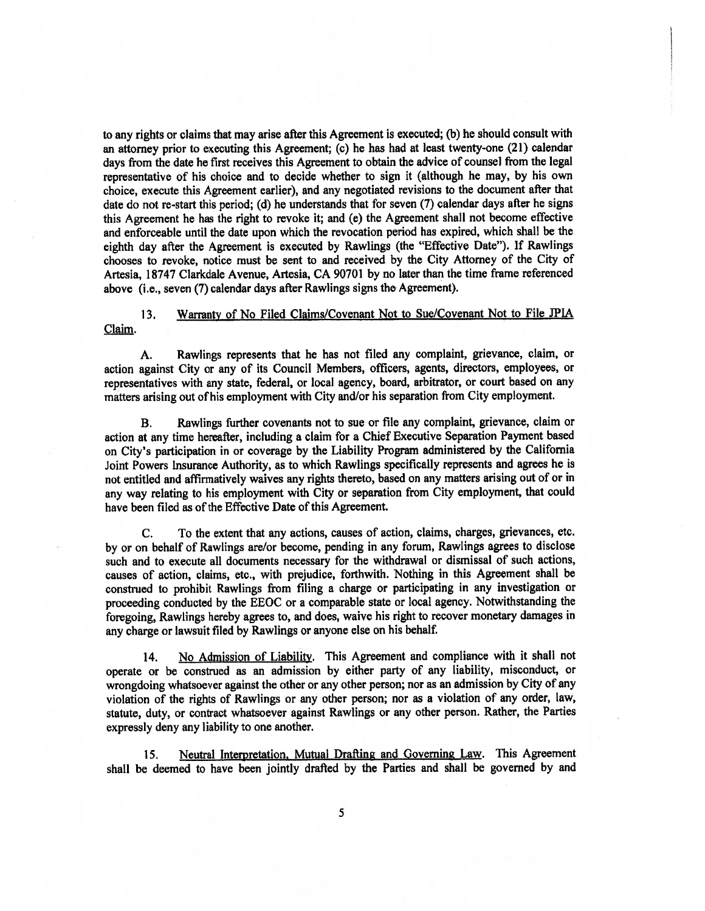to any rights or claims that may arise after this Agreement is executed; (b) he should consult with an attorney prior to executing this Agreement; (c) he has had at least twenty-one (21) calendar days from the date he first receives this Agreement to obtain the advice of counsel from the legal representative of his choice and to decide whether to sign it (although he may, by his own choice, execute this Agreement earlier), and any negotiated revisions to the document after that date do not re-start this period; (d) he understands that for seven (7) calendar days after he signs this Agreement he has the right to revoke it; and (e) the Agreement shall not become effective and enforceable until the date upon which the revocation period has expired, which shall be the eighth day after the Agreement is executed by Rawlings (the "Effective Date"). If Rawlings chooses to revoke, notice must be sent to and received by the City Attorney of the City of Artesia, 18747 Clarkdale Avenue, Artesia, CA 90701 by no later than the time frame referenced above (i.e., seven (7) calendar days after Rawlings signs the Agreement).

13. Warranty of No Filed Claims/Covenant Not to Sue/Covenant Not to File JPIA Claim.

A. Rawlings represents that he has not filed any complaint, grievance, claim, or action against City or any of its Council Members, officers, agents, directors, employees, or representatives with any state, federal, or local agency, board, arbitrator, or court based on any matters arising out of his employment with City and/or his separation from City employment.

B. Rawlings further covenants not to sue or file any complaint, grievance, claim or action at any time hereafter, including a claim for a Chief Executive Separation Payment based on City's participation in or coverage by the Liability Program administered by the California Joint Powers Insurance Authority, as to which Rawlings specifically represents and agrees he is not entitled and affirmatively waives any rights thereto, based on any matters arising out of or in any way relating to his employment with City or separation from City employment, that could have been filed as of the Effective Date of this Agreement.

C. To the extent that any actions, causes of action, claims, charges, grievances, etc. by or on behalf of Rawlings are/or become, pending in any forum, Rawlings agrees to disclose such and to execute all documents necessary for the withdrawal or dismissal of such actions, causes of action, claims, etc., with prejudice, forthwith. Nothing in this Agreement shall be construed to prohibit Rawlings from filing a charge or participating in any investigation or proceeding conducted by the EEOC or a comparable state or local agency. Notwithstanding the foregoing, Rawlings hereby agrees to, and does, waive his right to recover monetary damages in any charge or lawsuit filed by Rawlings or anyone else on his behalf.

14. No Admission of Liability. This Agreement and compliance with it shall not operate or be construed as an admission by either party of any liability, misconduct, or wrongdoing whatsoever against the other or any other person; nor as an admission by City of any violation of the rights of Rawlings or any other person; nor as a violation of any order, law, statute, duty, or contract whatsoever against Rawlings or any other person. Rather, the Parties expressly deny any liability to one another.

15. Neutral Interpretation, Mutual Drafting and Governing Law. This Agreement shall be deemed to have been jointly drafted by the Parties and shall be governed by and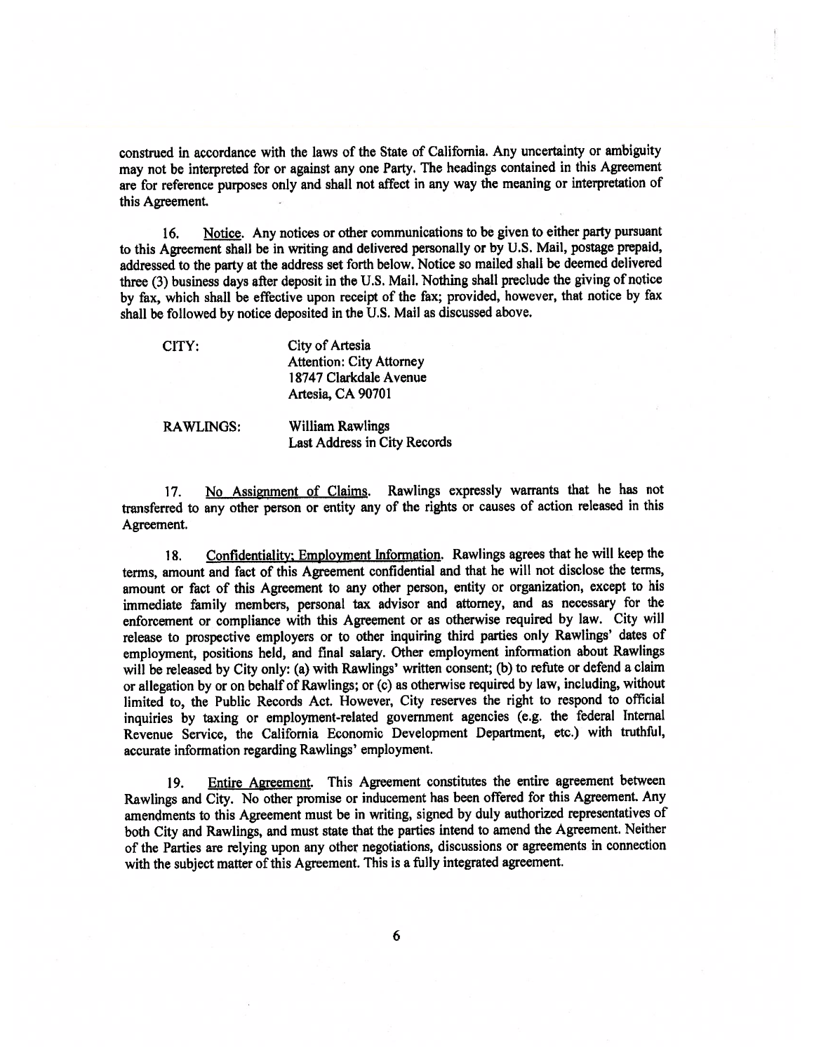construed in accordance with the laws of the State of California. Any uncertainty or ambiguity may not be interpreted for or against any one Party. The headings contained in this Agreement are for reference purposes only and shall not affect in any way the meaning or interpretation of this Agreement.

16. Notice. Any notices or other communications to be given to either party pursuant to this Agreement shall be in writing and delivered personally or by U.S. Mail, postage prepaid, addressed to the party at the address set forth below. Notice so mailed shall be deemed delivered three (3) business days after deposit in the U.S. Mail. Nothing shall preclude the giving of notice by fax, which shall be effective upon receipt of the fax; provided, however, that notice by fax shall be followed by notice deposited in the U.S. Mail as discussed above.

CITY: City of Artesia
Attention: City Attorney
18747 Clarkdale Avenue
Artesia, CA 90701

RAWLINGS: William Rawlings
Last Address in City Records

17. No Assignment of Claims. Rawlings expressly warrants that he has not transferred to any other person or entity any of the rights or causes of action released in this Agreement.

18. Confidentiality; Employment Information. Rawlings agrees that he will keep the terms, amount and fact of this Agreement confidential and that he will not disclose the terms, amount or fact of this Agreement to any other person, entity or organization, except to his immediate family members, personal tax advisor and attorney, and as necessary for the enforcement or compliance with this Agreement or as otherwise required by law. City will release to prospective employers or to other inquiring third parties only Rawlings' dates of employment, positions held, and final salary. Other employment information about Rawlings will be released by City only: (a) with Rawlings' written consent; (b) to refute or defend a claim or allegation by or on behalf of Rawlings; or (c) as otherwise required by law, including, without limited to, the Public Records Act. However, City reserves the right to respond to official inquiries by taxing or employment-related government agencies (e.g. the federal Internal Revenue Service, the California Economic Development Department, etc.) with truthful, accurate information regarding Rawlings' employment.

19. Entire Agreement. This Agreement constitutes the entire agreement between Rawlings and City. No other promise or inducement has been offered for this Agreement. Any amendments to this Agreement must be in writing, signed by duly authorized representatives of both City and Rawlings, and must state that the parties intend to amend the Agreement. Neither of the Parties are relying upon any other negotiations, discussions or agreements in connection with the subject matter of this Agreement. This is a fully integrated agreement.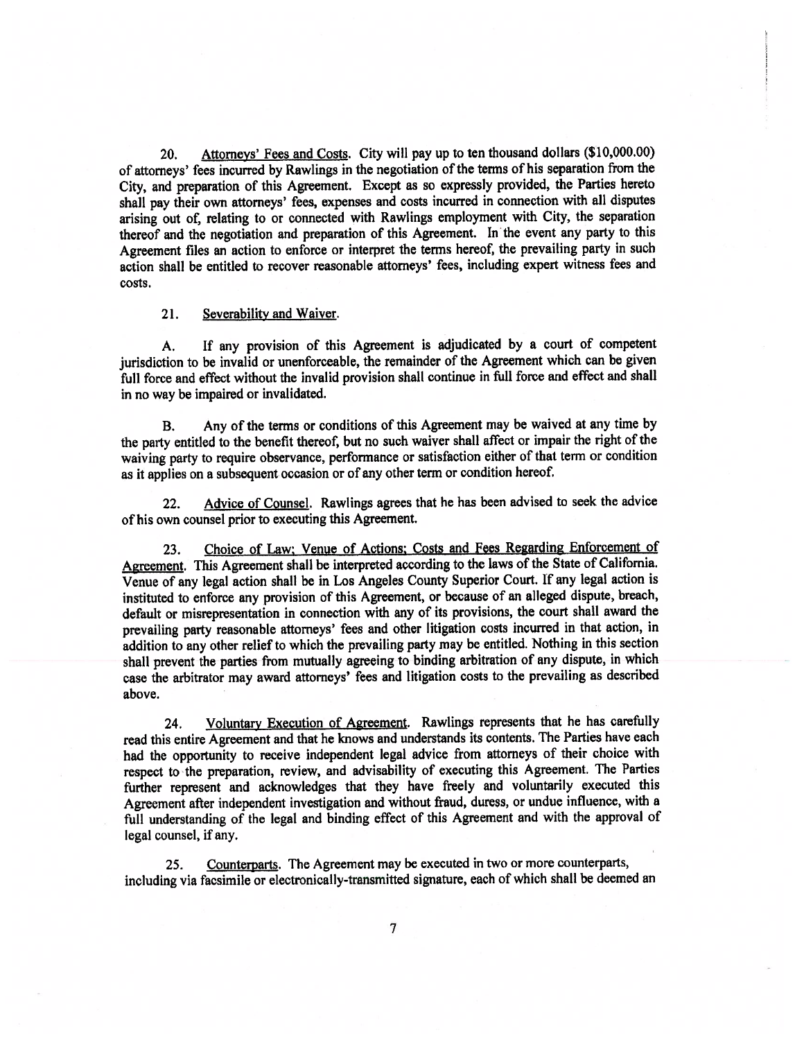20. Attorneys' Fees and Costs. City will pay up to ten thousand dollars ($10,000.00) of attorneys' fees incurred by Rawlings in the negotiation of the terms of his separation from the City, and preparation of this Agreement. Except as so expressly provided, the Parties hereto shall pay their own attorneys' fees, expenses and costs incurred in connection with all disputes arising out of, relating to or connected with Rawlings employment with City, the separation thereof and the negotiation and preparation of this Agreement. In the event any party to this Agreement files an action to enforce or interpret the terms hereof, the prevailing party in such action shall be entitled to recover reasonable attorneys' fees, including expert witness fees and costs.

21. Severability and Waiver.

A. If any provision of this Agreement is adjudicated by a court of competent jurisdiction to be invalid or unenforceable, the remainder of the Agreement which can be given full force and effect without the invalid provision shall continue in full force and effect and shall in no way be impaired or invalidated.

B. Any of the terms or conditions of this Agreement may be waived at any time by the party entitled to the benefit thereof, but no such waiver shall affect or impair the right of the waiving party to require observance, performance or satisfaction either of that term or condition as it applies on a subsequent occasion or of any other term or condition hereof.

22. Advice of Counsel. Rawlings agrees that he has been advised to seek the advice of his own counsel prior to executing this Agreement.

23. Choice of Law; Venue of Actions; Costs and Fees Regarding Enforcement of Agreement. This Agreement shall be interpreted according to the laws of the State of California. Venue of any legal action shall be in Los Angeles County Superior Court. If any legal action is instituted to enforce any provision of this Agreement, or because of an alleged dispute, breach, default or misrepresentation in connection with any of its provisions, the court shall award the prevailing party reasonable attorneys' fees and other litigation costs incurred in that action, in addition to any other relief to which the prevailing party may be entitled. Nothing in this section shall prevent the parties from mutually agreeing to binding arbitration of any dispute, in which case the arbitrator may award attorneys' fees and litigation costs to the prevailing as described above.

24. Voluntary Execution of Agreement. Rawlings represents that he has carefully read this entire Agreement and that he knows and understands its contents. The Parties have each had the opportunity to receive independent legal advice from attorneys of their choice with respect to the preparation, review, and advisability of executing this Agreement. The Parties further represent and acknowledges that they have freely and voluntarily executed this Agreement after independent investigation and without fraud, duress, or undue influence, with a full understanding of the legal and binding effect of this Agreement and with the approval of legal counsel, if any.

25. Counterparts. The Agreement may be executed in two or more counterparts, including via facsimile or electronically-transmitted signature, each of which shall be deemed an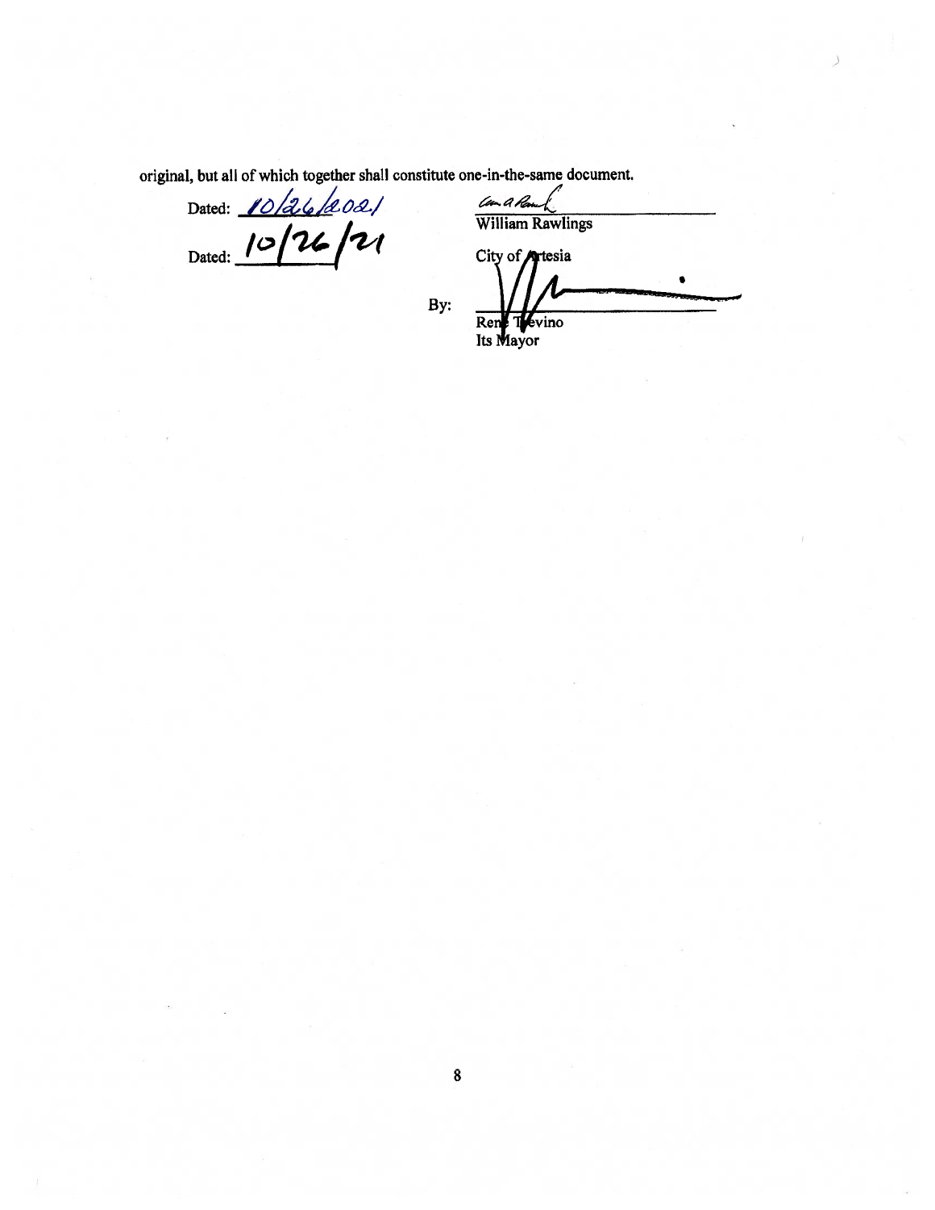original, but all of which together shall constitute one-in-the-same document.

Dated: 10/26/2021

William Rawlings

Dated: 10/26/21

City of Artesia

By: ______________________

René Trevino
Its Mayor